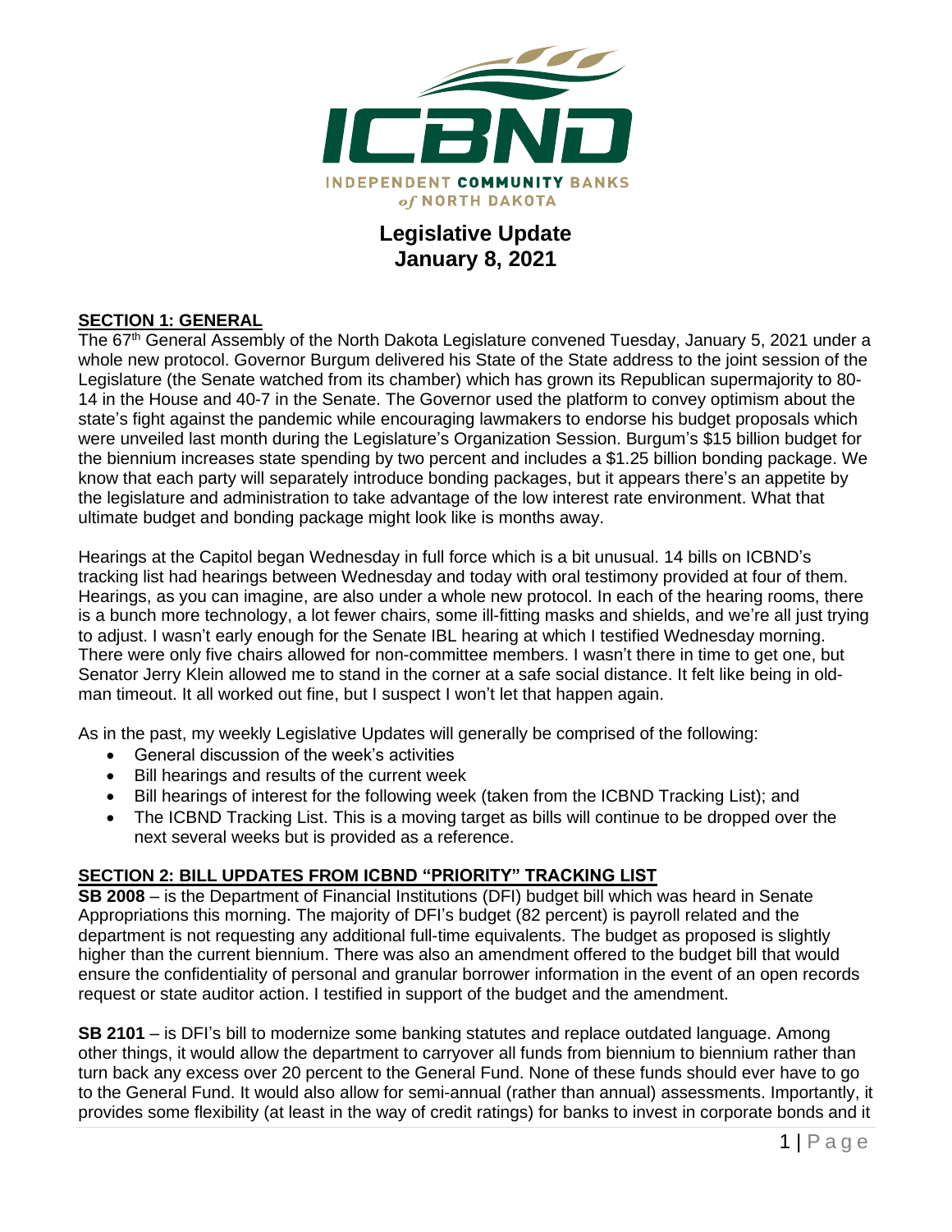ICBND

INDEPENDENT COMMUNITY BANKS of NORTH DAKOTA

# Legislative Update
## January 8, 2021

## SECTION 1: GENERAL

The 67th General Assembly of the North Dakota Legislature convened Tuesday, January 5, 2021 under a whole new protocol. Governor Burgum delivered his State of the State address to the joint session of the Legislature (the Senate watched from its chamber) which has grown its Republican supermajority to 80-14 in the House and 40-7 in the Senate. The Governor used the platform to convey optimism about the state's fight against the pandemic while encouraging lawmakers to endorse his budget proposals which were unveiled last month during the Legislature's Organization Session. Burgum's $15 billion budget for the biennium increases state spending by two percent and includes a $1.25 billion bonding package. We know that each party will separately introduce bonding packages, but it appears there's an appetite by the legislature and administration to take advantage of the low interest rate environment. What that ultimate budget and bonding package might look like is months away.

Hearings at the Capitol began Wednesday in full force which is a bit unusual. 14 bills on ICBND's tracking list had hearings between Wednesday and today with oral testimony provided at four of them. Hearings, as you can imagine, are also under a whole new protocol. In each of the hearing rooms, there is a bunch more technology, a lot fewer chairs, some ill-fitting masks and shields, and we're all just trying to adjust. I wasn't early enough for the Senate IBL hearing at which I testified Wednesday morning. There were only five chairs allowed for non-committee members. I wasn't there in time to get one, but Senator Jerry Klein allowed me to stand in the corner at a safe social distance. It felt like being in old-man timeout. It all worked out fine, but I suspect I won't let that happen again.

As in the past, my weekly Legislative Updates will generally be comprised of the following:

- General discussion of the week's activities
- Bill hearings and results of the current week
- Bill hearings of interest for the following week (taken from the ICBND Tracking List); and
- The ICBND Tracking List. This is a moving target as bills will continue to be dropped over the next several weeks but is provided as a reference.

## SECTION 2: BILL UPDATES FROM ICBND "PRIORITY" TRACKING LIST

**SB 2008** – is the Department of Financial Institutions (DFI) budget bill which was heard in Senate Appropriations this morning. The majority of DFI's budget (82 percent) is payroll related and the department is not requesting any additional full-time equivalents. The budget as proposed is slightly higher than the current biennium. There was also an amendment offered to the budget bill that would ensure the confidentiality of personal and granular borrower information in the event of an open records request or state auditor action. I testified in support of the budget and the amendment.

**SB 2101** – is DFI's bill to modernize some banking statutes and replace outdated language. Among other things, it would allow the department to carryover all funds from biennium to biennium rather than turn back any excess over 20 percent to the General Fund. None of these funds should ever have to go to the General Fund. It would also allow for semi-annual (rather than annual) assessments. Importantly, it provides some flexibility (at least in the way of credit ratings) for banks to invest in corporate bonds and it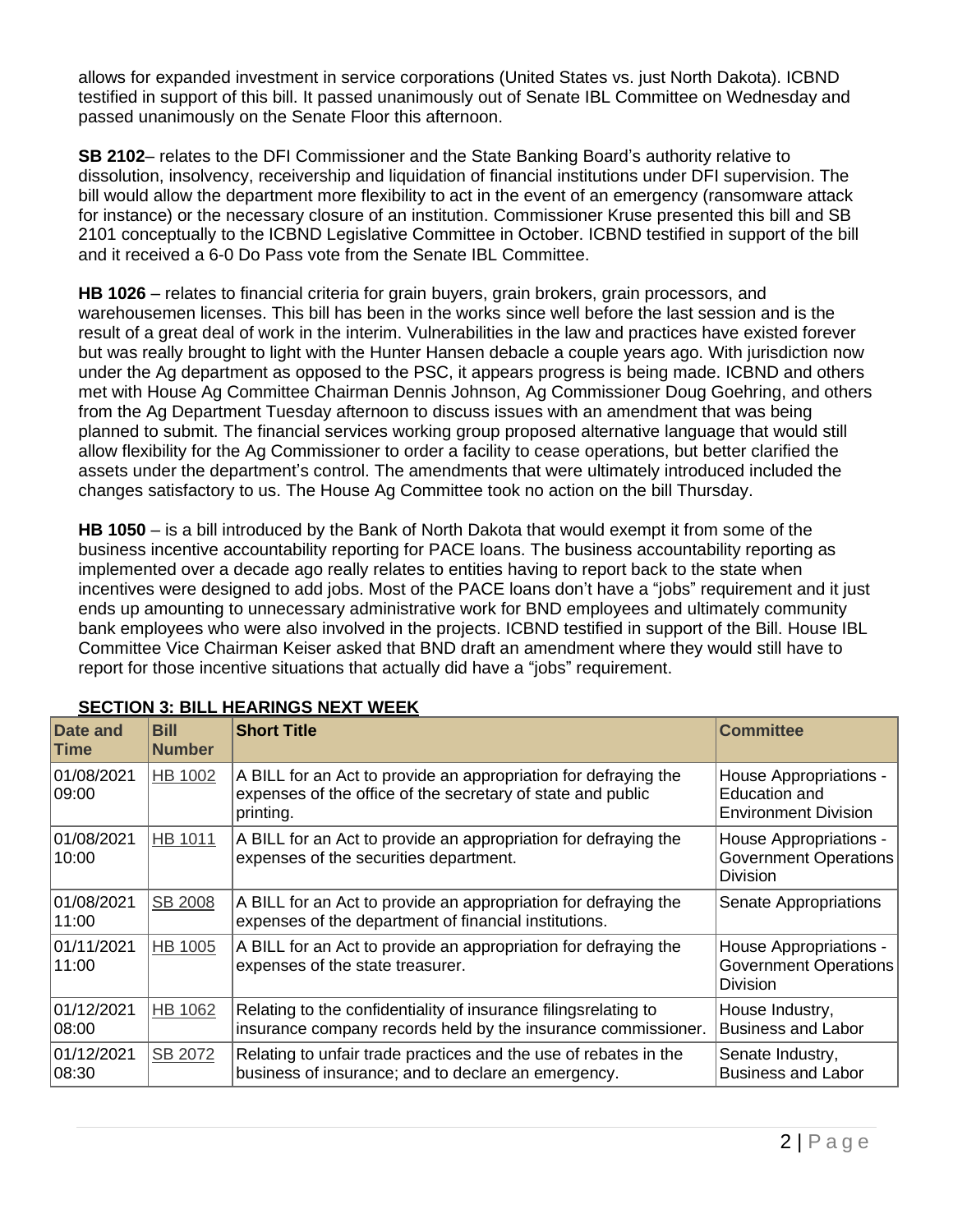allows for expanded investment in service corporations (United States vs. just North Dakota). ICBND testified in support of this bill. It passed unanimously out of Senate IBL Committee on Wednesday and passed unanimously on the Senate Floor this afternoon.

**SB 2102**– relates to the DFI Commissioner and the State Banking Board's authority relative to dissolution, insolvency, receivership and liquidation of financial institutions under DFI supervision. The bill would allow the department more flexibility to act in the event of an emergency (ransomware attack for instance) or the necessary closure of an institution. Commissioner Kruse presented this bill and SB 2101 conceptually to the ICBND Legislative Committee in October. ICBND testified in support of the bill and it received a 6-0 Do Pass vote from the Senate IBL Committee.

**HB 1026** – relates to financial criteria for grain buyers, grain brokers, grain processors, and warehousemen licenses. This bill has been in the works since well before the last session and is the result of a great deal of work in the interim. Vulnerabilities in the law and practices have existed forever but was really brought to light with the Hunter Hansen debacle a couple years ago. With jurisdiction now under the Ag department as opposed to the PSC, it appears progress is being made. ICBND and others met with House Ag Committee Chairman Dennis Johnson, Ag Commissioner Doug Goehring, and others from the Ag Department Tuesday afternoon to discuss issues with an amendment that was being planned to submit. The financial services working group proposed alternative language that would still allow flexibility for the Ag Commissioner to order a facility to cease operations, but better clarified the assets under the department's control. The amendments that were ultimately introduced included the changes satisfactory to us. The House Ag Committee took no action on the bill Thursday.

**HB 1050** – is a bill introduced by the Bank of North Dakota that would exempt it from some of the business incentive accountability reporting for PACE loans. The business accountability reporting as implemented over a decade ago really relates to entities having to report back to the state when incentives were designed to add jobs. Most of the PACE loans don't have a "jobs" requirement and it just ends up amounting to unnecessary administrative work for BND employees and ultimately community bank employees who were also involved in the projects. ICBND testified in support of the Bill. House IBL Committee Vice Chairman Keiser asked that BND draft an amendment where they would still have to report for those incentive situations that actually did have a "jobs" requirement.

## SECTION 3: BILL HEARINGS NEXT WEEK

| Date and Time | Bill Number | Short Title | Committee |
|---|---|---|---|
| 01/08/2021 09:00 | HB 1002 | A BILL for an Act to provide an appropriation for defraying the expenses of the office of the secretary of state and public printing. | House Appropriations - Education and Environment Division |
| 01/08/2021 10:00 | HB 1011 | A BILL for an Act to provide an appropriation for defraying the expenses of the securities department. | House Appropriations - Government Operations Division |
| 01/08/2021 11:00 | SB 2008 | A BILL for an Act to provide an appropriation for defraying the expenses of the department of financial institutions. | Senate Appropriations |
| 01/11/2021 11:00 | HB 1005 | A BILL for an Act to provide an appropriation for defraying the expenses of the state treasurer. | House Appropriations - Government Operations Division |
| 01/12/2021 08:00 | HB 1062 | Relating to the confidentiality of insurance filingsrelating to insurance company records held by the insurance commissioner. | House Industry, Business and Labor |
| 01/12/2021 08:30 | SB 2072 | Relating to unfair trade practices and the use of rebates in the business of insurance; and to declare an emergency. | Senate Industry, Business and Labor |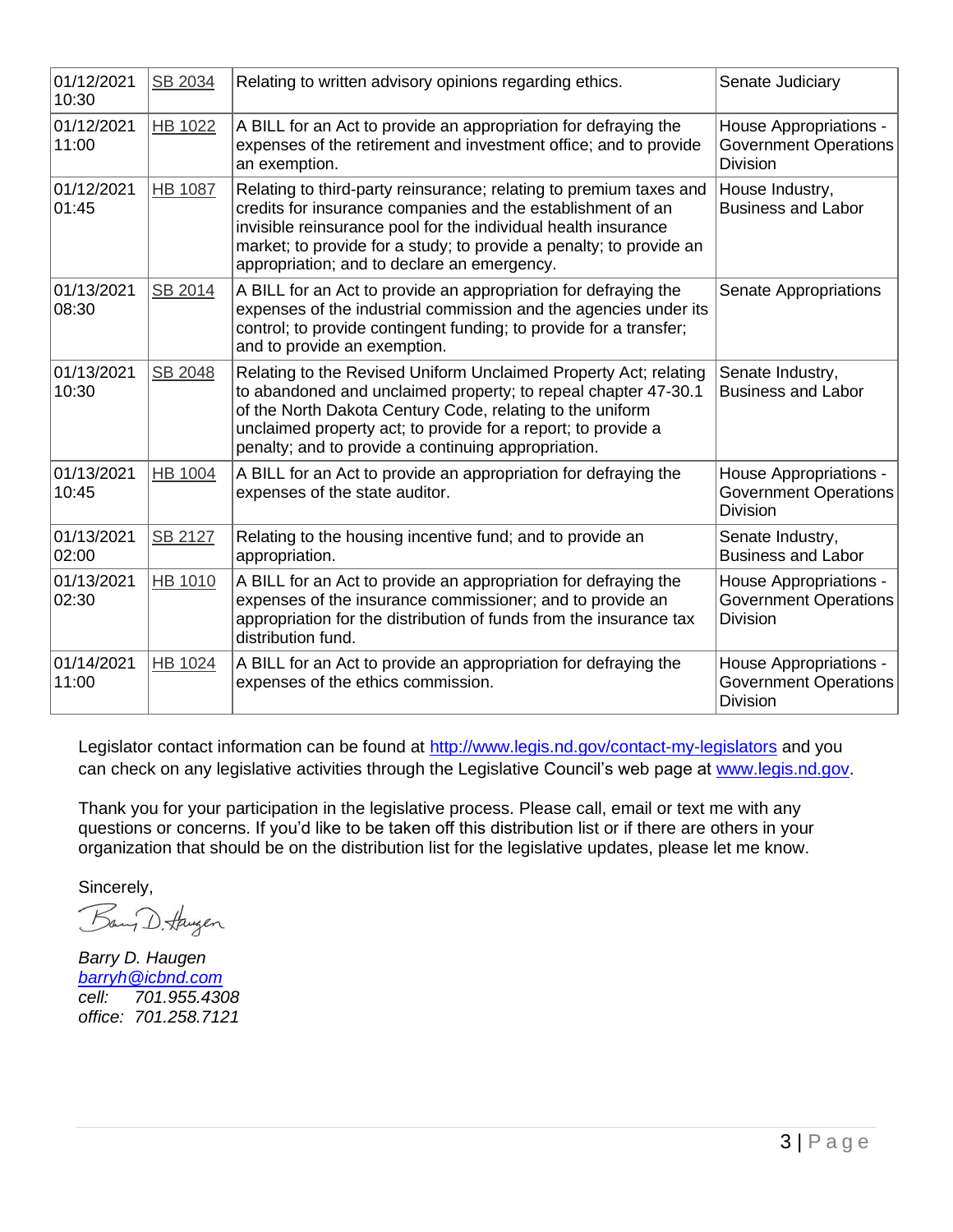| | | | |
|---|---|---|---|
| 01/12/2021 10:30 | SB 2034 | Relating to written advisory opinions regarding ethics. | Senate Judiciary |
| 01/12/2021 11:00 | HB 1022 | A BILL for an Act to provide an appropriation for defraying the expenses of the retirement and investment office; and to provide an exemption. | House Appropriations - Government Operations Division |
| 01/12/2021 01:45 | HB 1087 | Relating to third-party reinsurance; relating to premium taxes and credits for insurance companies and the establishment of an invisible reinsurance pool for the individual health insurance market; to provide for a study; to provide a penalty; to provide an appropriation; and to declare an emergency. | House Industry, Business and Labor |
| 01/13/2021 08:30 | SB 2014 | A BILL for an Act to provide an appropriation for defraying the expenses of the industrial commission and the agencies under its control; to provide contingent funding; to provide for a transfer; and to provide an exemption. | Senate Appropriations |
| 01/13/2021 10:30 | SB 2048 | Relating to the Revised Uniform Unclaimed Property Act; relating to abandoned and unclaimed property; to repeal chapter 47-30.1 of the North Dakota Century Code, relating to the uniform unclaimed property act; to provide for a report; to provide a penalty; and to provide a continuing appropriation. | Senate Industry, Business and Labor |
| 01/13/2021 10:45 | HB 1004 | A BILL for an Act to provide an appropriation for defraying the expenses of the state auditor. | House Appropriations - Government Operations Division |
| 01/13/2021 02:00 | SB 2127 | Relating to the housing incentive fund; and to provide an appropriation. | Senate Industry, Business and Labor |
| 01/13/2021 02:30 | HB 1010 | A BILL for an Act to provide an appropriation for defraying the expenses of the insurance commissioner; and to provide an appropriation for the distribution of funds from the insurance tax distribution fund. | House Appropriations - Government Operations Division |
| 01/14/2021 11:00 | HB 1024 | A BILL for an Act to provide an appropriation for defraying the expenses of the ethics commission. | House Appropriations - Government Operations Division |

Legislator contact information can be found at http://www.legis.nd.gov/contact-my-legislators and you can check on any legislative activities through the Legislative Council's web page at www.legis.nd.gov.

Thank you for your participation in the legislative process. Please call, email or text me with any questions or concerns. If you'd like to be taken off this distribution list or if there are others in your organization that should be on the distribution list for the legislative updates, please let me know.

Sincerely,

*Barry D. Haugen*
*barryh@icbnd.com*
*cell: 701.955.4308*
*office: 701.258.7121*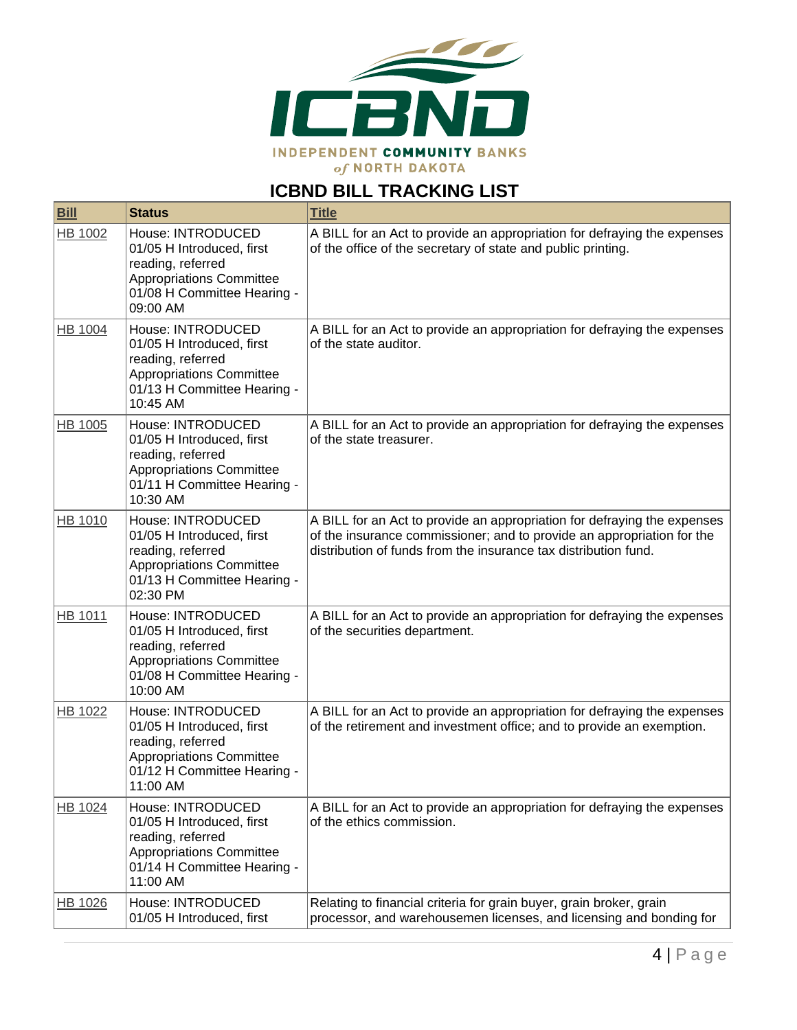INDEPENDENT COMMUNITY BANKS of NORTH DAKOTA

## ICBND BILL TRACKING LIST

| Bill | Status | Title |
|---|---|---|
| HB 1002 | House: INTRODUCED 01/05 H Introduced, first reading, referred Appropriations Committee 01/08 H Committee Hearing - 09:00 AM | A BILL for an Act to provide an appropriation for defraying the expenses of the office of the secretary of state and public printing. |
| HB 1004 | House: INTRODUCED 01/05 H Introduced, first reading, referred Appropriations Committee 01/13 H Committee Hearing - 10:45 AM | A BILL for an Act to provide an appropriation for defraying the expenses of the state auditor. |
| HB 1005 | House: INTRODUCED 01/05 H Introduced, first reading, referred Appropriations Committee 01/11 H Committee Hearing - 10:30 AM | A BILL for an Act to provide an appropriation for defraying the expenses of the state treasurer. |
| HB 1010 | House: INTRODUCED 01/05 H Introduced, first reading, referred Appropriations Committee 01/13 H Committee Hearing - 02:30 PM | A BILL for an Act to provide an appropriation for defraying the expenses of the insurance commissioner; and to provide an appropriation for the distribution of funds from the insurance tax distribution fund. |
| HB 1011 | House: INTRODUCED 01/05 H Introduced, first reading, referred Appropriations Committee 01/08 H Committee Hearing - 10:00 AM | A BILL for an Act to provide an appropriation for defraying the expenses of the securities department. |
| HB 1022 | House: INTRODUCED 01/05 H Introduced, first reading, referred Appropriations Committee 01/12 H Committee Hearing - 11:00 AM | A BILL for an Act to provide an appropriation for defraying the expenses of the retirement and investment office; and to provide an exemption. |
| HB 1024 | House: INTRODUCED 01/05 H Introduced, first reading, referred Appropriations Committee 01/14 H Committee Hearing - 11:00 AM | A BILL for an Act to provide an appropriation for defraying the expenses of the ethics commission. |
| HB 1026 | House: INTRODUCED 01/05 H Introduced, first | Relating to financial criteria for grain buyer, grain broker, grain processor, and warehousemen licenses, and licensing and bonding for |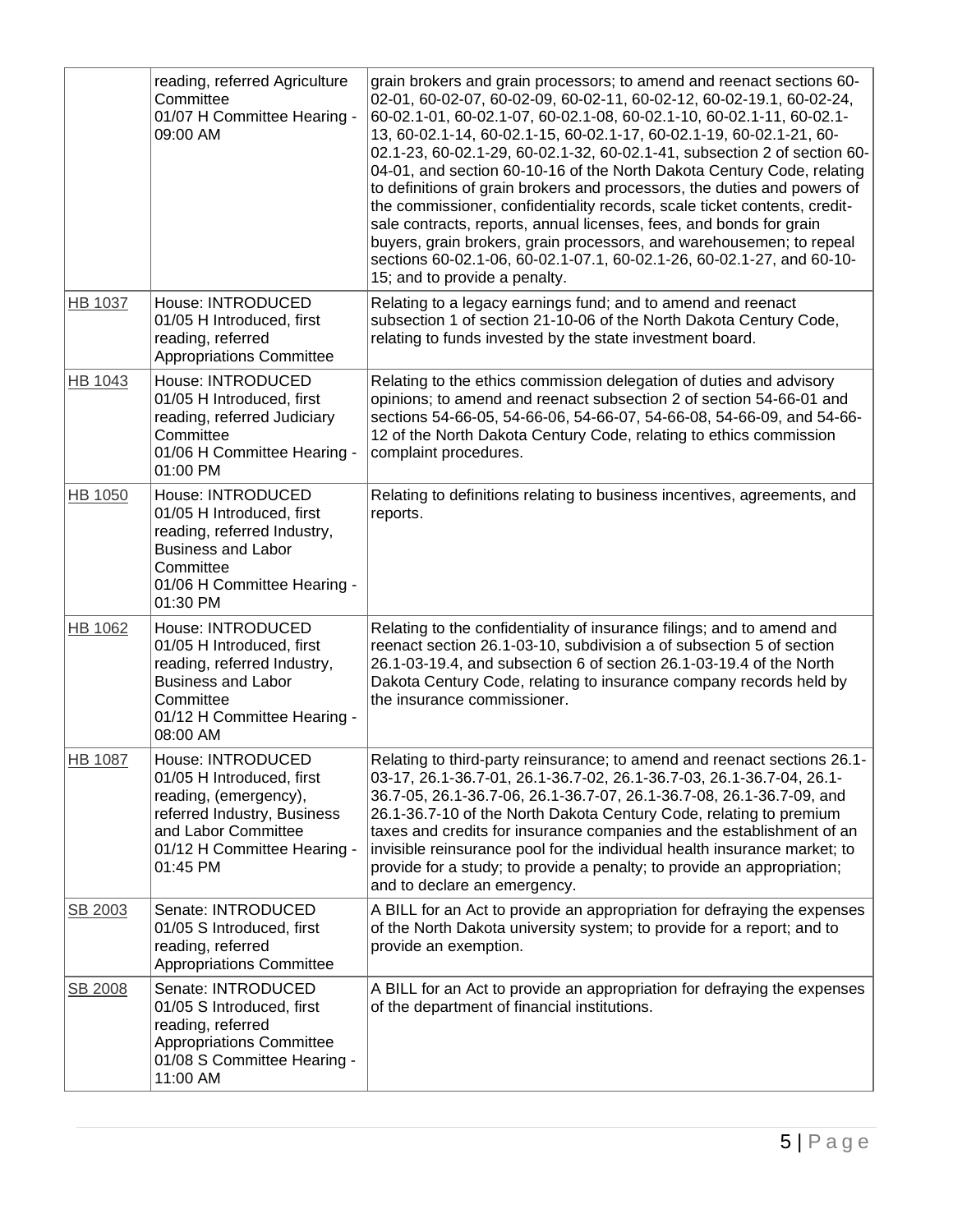| | | |
|---|---|---|
| | reading, referred Agriculture Committee<br>01/07 H Committee Hearing - 09:00 AM | grain brokers and grain processors; to amend and reenact sections 60-02-01, 60-02-07, 60-02-09, 60-02-11, 60-02-12, 60-02-19.1, 60-02-24, 60-02.1-01, 60-02.1-07, 60-02.1-08, 60-02.1-10, 60-02.1-11, 60-02.1-13, 60-02.1-14, 60-02.1-15, 60-02.1-17, 60-02.1-19, 60-02.1-21, 60-02.1-23, 60-02.1-29, 60-02.1-32, 60-02.1-41, subsection 2 of section 60-04-01, and section 60-10-16 of the North Dakota Century Code, relating to definitions of grain brokers and processors, the duties and powers of the commissioner, confidentiality records, scale ticket contents, credit-sale contracts, reports, annual licenses, fees, and bonds for grain buyers, grain brokers, grain processors, and warehousemen; to repeal sections 60-02.1-06, 60-02.1-07.1, 60-02.1-26, 60-02.1-27, and 60-10-15; and to provide a penalty. |
| HB 1037 | House: INTRODUCED<br>01/05 H Introduced, first reading, referred Appropriations Committee | Relating to a legacy earnings fund; and to amend and reenact subsection 1 of section 21-10-06 of the North Dakota Century Code, relating to funds invested by the state investment board. |
| HB 1043 | House: INTRODUCED<br>01/05 H Introduced, first reading, referred Judiciary Committee<br>01/06 H Committee Hearing - 01:00 PM | Relating to the ethics commission delegation of duties and advisory opinions; to amend and reenact subsection 2 of section 54-66-01 and sections 54-66-05, 54-66-06, 54-66-07, 54-66-08, 54-66-09, and 54-66-12 of the North Dakota Century Code, relating to ethics commission complaint procedures. |
| HB 1050 | House: INTRODUCED<br>01/05 H Introduced, first reading, referred Industry, Business and Labor Committee<br>01/06 H Committee Hearing - 01:30 PM | Relating to definitions relating to business incentives, agreements, and reports. |
| HB 1062 | House: INTRODUCED<br>01/05 H Introduced, first reading, referred Industry, Business and Labor Committee<br>01/12 H Committee Hearing - 08:00 AM | Relating to the confidentiality of insurance filings; and to amend and reenact section 26.1-03-10, subdivision a of subsection 5 of section 26.1-03-19.4, and subsection 6 of section 26.1-03-19.4 of the North Dakota Century Code, relating to insurance company records held by the insurance commissioner. |
| HB 1087 | House: INTRODUCED<br>01/05 H Introduced, first reading, (emergency), referred Industry, Business and Labor Committee<br>01/12 H Committee Hearing - 01:45 PM | Relating to third-party reinsurance; to amend and reenact sections 26.1-03-17, 26.1-36.7-01, 26.1-36.7-02, 26.1-36.7-03, 26.1-36.7-04, 26.1-36.7-05, 26.1-36.7-06, 26.1-36.7-07, 26.1-36.7-08, 26.1-36.7-09, and 26.1-36.7-10 of the North Dakota Century Code, relating to premium taxes and credits for insurance companies and the establishment of an invisible reinsurance pool for the individual health insurance market; to provide for a study; to provide a penalty; to provide an appropriation; and to declare an emergency. |
| SB 2003 | Senate: INTRODUCED<br>01/05 S Introduced, first reading, referred Appropriations Committee | A BILL for an Act to provide an appropriation for defraying the expenses of the North Dakota university system; to provide for a report; and to provide an exemption. |
| SB 2008 | Senate: INTRODUCED<br>01/05 S Introduced, first reading, referred Appropriations Committee<br>01/08 S Committee Hearing - 11:00 AM | A BILL for an Act to provide an appropriation for defraying the expenses of the department of financial institutions. |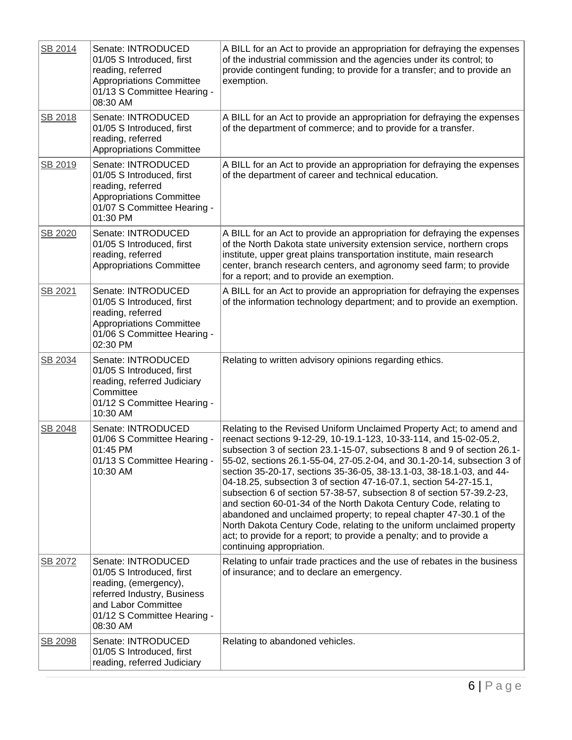| SB 2014 | Senate: INTRODUCED 01/05 S Introduced, first reading, referred Appropriations Committee 01/13 S Committee Hearing - 08:30 AM | A BILL for an Act to provide an appropriation for defraying the expenses of the industrial commission and the agencies under its control; to provide contingent funding; to provide for a transfer; and to provide an exemption. |
|---|---|---|
| SB 2018 | Senate: INTRODUCED 01/05 S Introduced, first reading, referred Appropriations Committee | A BILL for an Act to provide an appropriation for defraying the expenses of the department of commerce; and to provide for a transfer. |
| SB 2019 | Senate: INTRODUCED 01/05 S Introduced, first reading, referred Appropriations Committee 01/07 S Committee Hearing - 01:30 PM | A BILL for an Act to provide an appropriation for defraying the expenses of the department of career and technical education. |
| SB 2020 | Senate: INTRODUCED 01/05 S Introduced, first reading, referred Appropriations Committee | A BILL for an Act to provide an appropriation for defraying the expenses of the North Dakota state university extension service, northern crops institute, upper great plains transportation institute, main research center, branch research centers, and agronomy seed farm; to provide for a report; and to provide an exemption. |
| SB 2021 | Senate: INTRODUCED 01/05 S Introduced, first reading, referred Appropriations Committee 01/06 S Committee Hearing - 02:30 PM | A BILL for an Act to provide an appropriation for defraying the expenses of the information technology department; and to provide an exemption. |
| SB 2034 | Senate: INTRODUCED 01/05 S Introduced, first reading, referred Judiciary Committee 01/12 S Committee Hearing - 10:30 AM | Relating to written advisory opinions regarding ethics. |
| SB 2048 | Senate: INTRODUCED 01/06 S Committee Hearing - 01:45 PM 01/13 S Committee Hearing - 10:30 AM | Relating to the Revised Uniform Unclaimed Property Act; to amend and reenact sections 9-12-29, 10-19.1-123, 10-33-114, and 15-02-05.2, subsection 3 of section 23.1-15-07, subsections 8 and 9 of section 26.1-55-02, sections 26.1-55-04, 27-05.2-04, and 30.1-20-14, subsection 3 of section 35-20-17, sections 35-36-05, 38-13.1-03, 38-18.1-03, and 44-04-18.25, subsection 3 of section 47-16-07.1, section 54-27-15.1, subsection 6 of section 57-38-57, subsection 8 of section 57-39.2-23, and section 60-01-34 of the North Dakota Century Code, relating to abandoned and unclaimed property; to repeal chapter 47-30.1 of the North Dakota Century Code, relating to the uniform unclaimed property act; to provide for a report; to provide a penalty; and to provide a continuing appropriation. |
| SB 2072 | Senate: INTRODUCED 01/05 S Introduced, first reading, (emergency), referred Industry, Business and Labor Committee 01/12 S Committee Hearing - 08:30 AM | Relating to unfair trade practices and the use of rebates in the business of insurance; and to declare an emergency. |
| SB 2098 | Senate: INTRODUCED 01/05 S Introduced, first reading, referred Judiciary | Relating to abandoned vehicles. |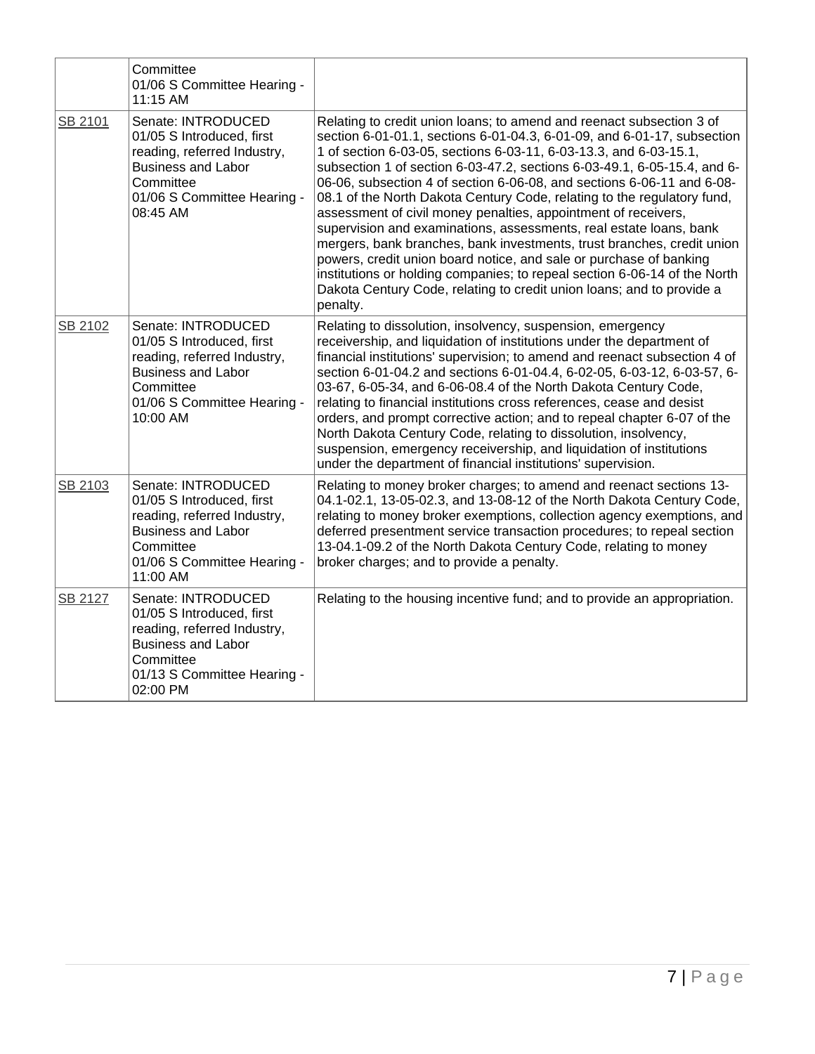| | | |
|---|---|---|
| | Committee<br>01/06 S Committee Hearing - 11:15 AM | |
| SB 2101 | Senate: INTRODUCED<br>01/05 S Introduced, first reading, referred Industry, Business and Labor Committee<br>01/06 S Committee Hearing - 08:45 AM | Relating to credit union loans; to amend and reenact subsection 3 of section 6-01-01.1, sections 6-01-04.3, 6-01-09, and 6-01-17, subsection 1 of section 6-03-05, sections 6-03-11, 6-03-13.3, and 6-03-15.1, subsection 1 of section 6-03-47.2, sections 6-03-49.1, 6-05-15.4, and 6-06-06, subsection 4 of section 6-06-08, and sections 6-06-11 and 6-08-08.1 of the North Dakota Century Code, relating to the regulatory fund, assessment of civil money penalties, appointment of receivers, supervision and examinations, assessments, real estate loans, bank mergers, bank branches, bank investments, trust branches, credit union powers, credit union board notice, and sale or purchase of banking institutions or holding companies; to repeal section 6-06-14 of the North Dakota Century Code, relating to credit union loans; and to provide a penalty. |
| SB 2102 | Senate: INTRODUCED<br>01/05 S Introduced, first reading, referred Industry, Business and Labor Committee<br>01/06 S Committee Hearing - 10:00 AM | Relating to dissolution, insolvency, suspension, emergency receivership, and liquidation of institutions under the department of financial institutions' supervision; to amend and reenact subsection 4 of section 6-01-04.2 and sections 6-01-04.4, 6-02-05, 6-03-12, 6-03-57, 6-03-67, 6-05-34, and 6-06-08.4 of the North Dakota Century Code, relating to financial institutions cross references, cease and desist orders, and prompt corrective action; and to repeal chapter 6-07 of the North Dakota Century Code, relating to dissolution, insolvency, suspension, emergency receivership, and liquidation of institutions under the department of financial institutions' supervision. |
| SB 2103 | Senate: INTRODUCED<br>01/05 S Introduced, first reading, referred Industry, Business and Labor Committee<br>01/06 S Committee Hearing - 11:00 AM | Relating to money broker charges; to amend and reenact sections 13-04.1-02.1, 13-05-02.3, and 13-08-12 of the North Dakota Century Code, relating to money broker exemptions, collection agency exemptions, and deferred presentment service transaction procedures; to repeal section 13-04.1-09.2 of the North Dakota Century Code, relating to money broker charges; and to provide a penalty. |
| SB 2127 | Senate: INTRODUCED<br>01/05 S Introduced, first reading, referred Industry, Business and Labor Committee<br>01/13 S Committee Hearing - 02:00 PM | Relating to the housing incentive fund; and to provide an appropriation. |